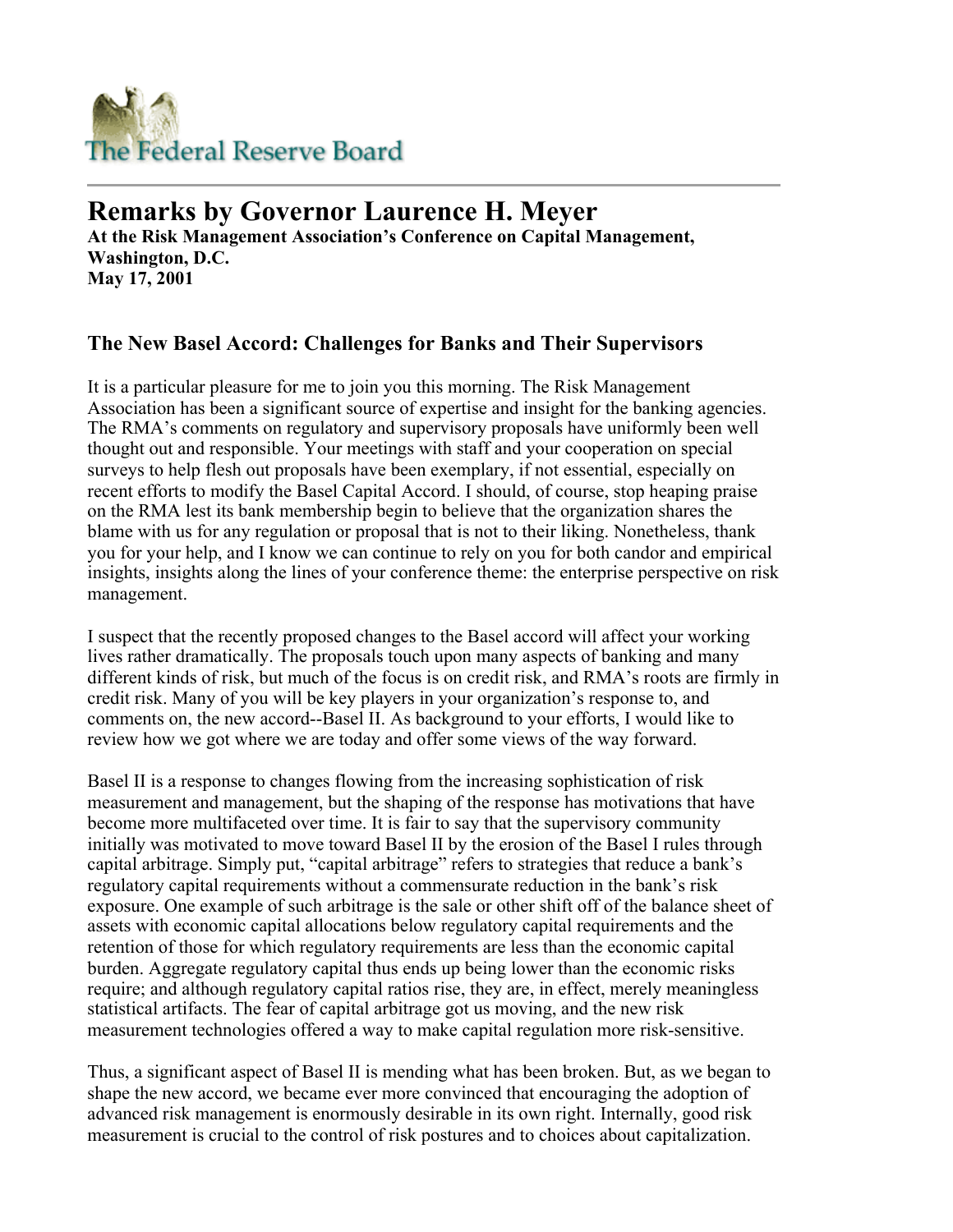The Federal Reserve Board

# Remarks by Governor Laurence H. Meyer

**At the Risk Management Association's Conference on Capital Management, Washington, D.C.**
**May 17, 2001**

## The New Basel Accord: Challenges for Banks and Their Supervisors

It is a particular pleasure for me to join you this morning. The Risk Management Association has been a significant source of expertise and insight for the banking agencies. The RMA's comments on regulatory and supervisory proposals have uniformly been well thought out and responsible. Your meetings with staff and your cooperation on special surveys to help flesh out proposals have been exemplary, if not essential, especially on recent efforts to modify the Basel Capital Accord. I should, of course, stop heaping praise on the RMA lest its bank membership begin to believe that the organization shares the blame with us for any regulation or proposal that is not to their liking. Nonetheless, thank you for your help, and I know we can continue to rely on you for both candor and empirical insights, insights along the lines of your conference theme: the enterprise perspective on risk management.

I suspect that the recently proposed changes to the Basel accord will affect your working lives rather dramatically. The proposals touch upon many aspects of banking and many different kinds of risk, but much of the focus is on credit risk, and RMA's roots are firmly in credit risk. Many of you will be key players in your organization's response to, and comments on, the new accord--Basel II. As background to your efforts, I would like to review how we got where we are today and offer some views of the way forward.

Basel II is a response to changes flowing from the increasing sophistication of risk measurement and management, but the shaping of the response has motivations that have become more multifaceted over time. It is fair to say that the supervisory community initially was motivated to move toward Basel II by the erosion of the Basel I rules through capital arbitrage. Simply put, "capital arbitrage" refers to strategies that reduce a bank's regulatory capital requirements without a commensurate reduction in the bank's risk exposure. One example of such arbitrage is the sale or other shift off of the balance sheet of assets with economic capital allocations below regulatory capital requirements and the retention of those for which regulatory requirements are less than the economic capital burden. Aggregate regulatory capital thus ends up being lower than the economic risks require; and although regulatory capital ratios rise, they are, in effect, merely meaningless statistical artifacts. The fear of capital arbitrage got us moving, and the new risk measurement technologies offered a way to make capital regulation more risk-sensitive.

Thus, a significant aspect of Basel II is mending what has been broken. But, as we began to shape the new accord, we became ever more convinced that encouraging the adoption of advanced risk management is enormously desirable in its own right. Internally, good risk measurement is crucial to the control of risk postures and to choices about capitalization.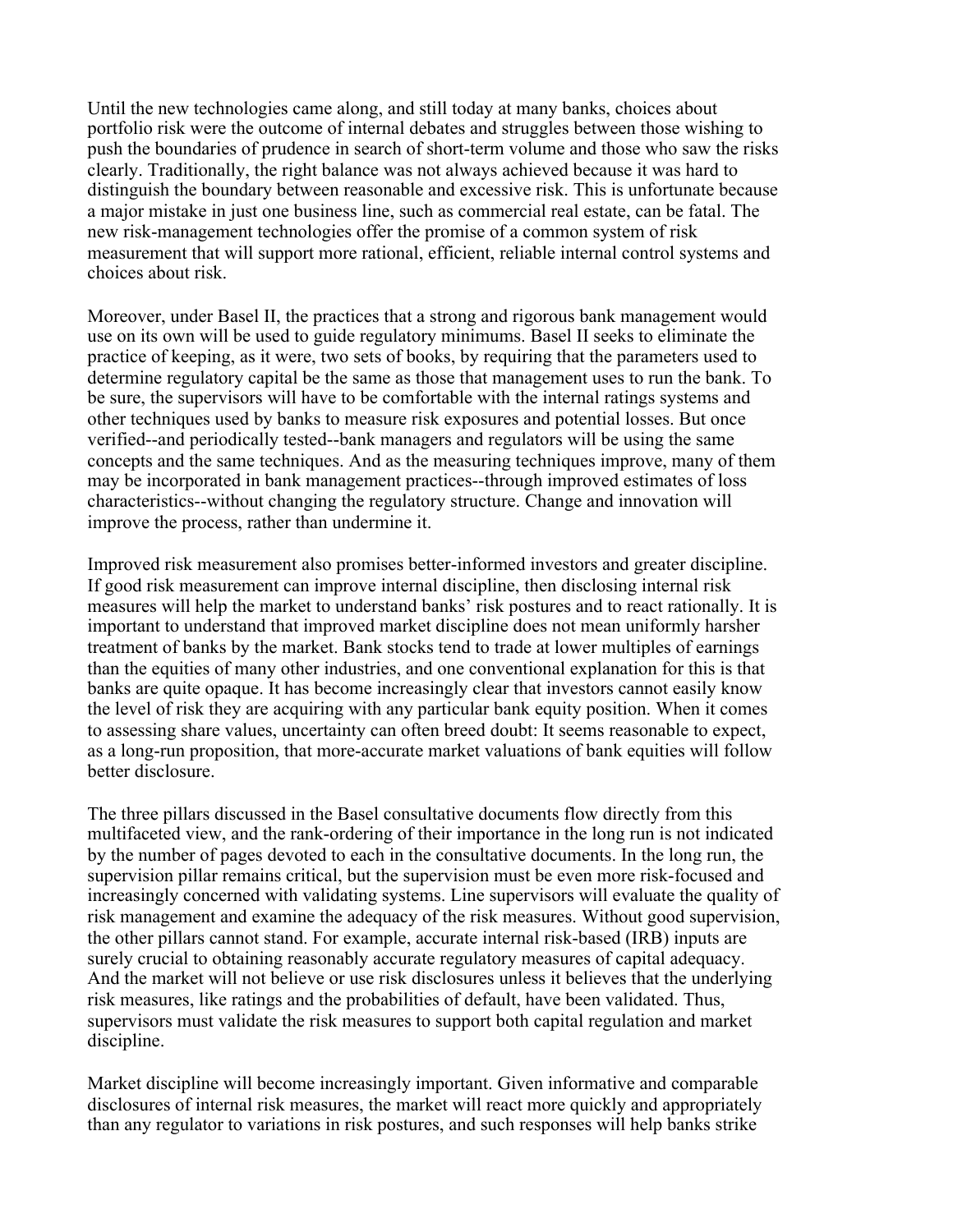Until the new technologies came along, and still today at many banks, choices about portfolio risk were the outcome of internal debates and struggles between those wishing to push the boundaries of prudence in search of short-term volume and those who saw the risks clearly. Traditionally, the right balance was not always achieved because it was hard to distinguish the boundary between reasonable and excessive risk. This is unfortunate because a major mistake in just one business line, such as commercial real estate, can be fatal. The new risk-management technologies offer the promise of a common system of risk measurement that will support more rational, efficient, reliable internal control systems and choices about risk.

Moreover, under Basel II, the practices that a strong and rigorous bank management would use on its own will be used to guide regulatory minimums. Basel II seeks to eliminate the practice of keeping, as it were, two sets of books, by requiring that the parameters used to determine regulatory capital be the same as those that management uses to run the bank. To be sure, the supervisors will have to be comfortable with the internal ratings systems and other techniques used by banks to measure risk exposures and potential losses. But once verified--and periodically tested--bank managers and regulators will be using the same concepts and the same techniques. And as the measuring techniques improve, many of them may be incorporated in bank management practices--through improved estimates of loss characteristics--without changing the regulatory structure. Change and innovation will improve the process, rather than undermine it.

Improved risk measurement also promises better-informed investors and greater discipline. If good risk measurement can improve internal discipline, then disclosing internal risk measures will help the market to understand banks' risk postures and to react rationally. It is important to understand that improved market discipline does not mean uniformly harsher treatment of banks by the market. Bank stocks tend to trade at lower multiples of earnings than the equities of many other industries, and one conventional explanation for this is that banks are quite opaque. It has become increasingly clear that investors cannot easily know the level of risk they are acquiring with any particular bank equity position. When it comes to assessing share values, uncertainty can often breed doubt: It seems reasonable to expect, as a long-run proposition, that more-accurate market valuations of bank equities will follow better disclosure.

The three pillars discussed in the Basel consultative documents flow directly from this multifaceted view, and the rank-ordering of their importance in the long run is not indicated by the number of pages devoted to each in the consultative documents. In the long run, the supervision pillar remains critical, but the supervision must be even more risk-focused and increasingly concerned with validating systems. Line supervisors will evaluate the quality of risk management and examine the adequacy of the risk measures. Without good supervision, the other pillars cannot stand. For example, accurate internal risk-based (IRB) inputs are surely crucial to obtaining reasonably accurate regulatory measures of capital adequacy. And the market will not believe or use risk disclosures unless it believes that the underlying risk measures, like ratings and the probabilities of default, have been validated. Thus, supervisors must validate the risk measures to support both capital regulation and market discipline.

Market discipline will become increasingly important. Given informative and comparable disclosures of internal risk measures, the market will react more quickly and appropriately than any regulator to variations in risk postures, and such responses will help banks strike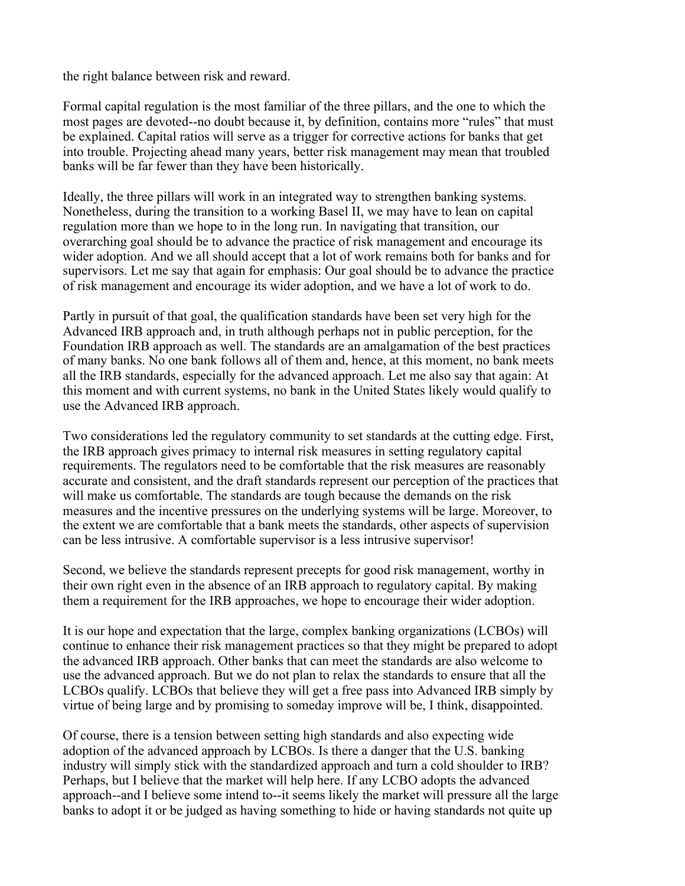the right balance between risk and reward.

Formal capital regulation is the most familiar of the three pillars, and the one to which the most pages are devoted--no doubt because it, by definition, contains more "rules" that must be explained. Capital ratios will serve as a trigger for corrective actions for banks that get into trouble. Projecting ahead many years, better risk management may mean that troubled banks will be far fewer than they have been historically.

Ideally, the three pillars will work in an integrated way to strengthen banking systems. Nonetheless, during the transition to a working Basel II, we may have to lean on capital regulation more than we hope to in the long run. In navigating that transition, our overarching goal should be to advance the practice of risk management and encourage its wider adoption. And we all should accept that a lot of work remains both for banks and for supervisors. Let me say that again for emphasis: Our goal should be to advance the practice of risk management and encourage its wider adoption, and we have a lot of work to do.

Partly in pursuit of that goal, the qualification standards have been set very high for the Advanced IRB approach and, in truth although perhaps not in public perception, for the Foundation IRB approach as well. The standards are an amalgamation of the best practices of many banks. No one bank follows all of them and, hence, at this moment, no bank meets all the IRB standards, especially for the advanced approach. Let me also say that again: At this moment and with current systems, no bank in the United States likely would qualify to use the Advanced IRB approach.

Two considerations led the regulatory community to set standards at the cutting edge. First, the IRB approach gives primacy to internal risk measures in setting regulatory capital requirements. The regulators need to be comfortable that the risk measures are reasonably accurate and consistent, and the draft standards represent our perception of the practices that will make us comfortable. The standards are tough because the demands on the risk measures and the incentive pressures on the underlying systems will be large. Moreover, to the extent we are comfortable that a bank meets the standards, other aspects of supervision can be less intrusive. A comfortable supervisor is a less intrusive supervisor!

Second, we believe the standards represent precepts for good risk management, worthy in their own right even in the absence of an IRB approach to regulatory capital. By making them a requirement for the IRB approaches, we hope to encourage their wider adoption.

It is our hope and expectation that the large, complex banking organizations (LCBOs) will continue to enhance their risk management practices so that they might be prepared to adopt the advanced IRB approach. Other banks that can meet the standards are also welcome to use the advanced approach. But we do not plan to relax the standards to ensure that all the LCBOs qualify. LCBOs that believe they will get a free pass into Advanced IRB simply by virtue of being large and by promising to someday improve will be, I think, disappointed.

Of course, there is a tension between setting high standards and also expecting wide adoption of the advanced approach by LCBOs. Is there a danger that the U.S. banking industry will simply stick with the standardized approach and turn a cold shoulder to IRB? Perhaps, but I believe that the market will help here. If any LCBO adopts the advanced approach--and I believe some intend to--it seems likely the market will pressure all the large banks to adopt it or be judged as having something to hide or having standards not quite up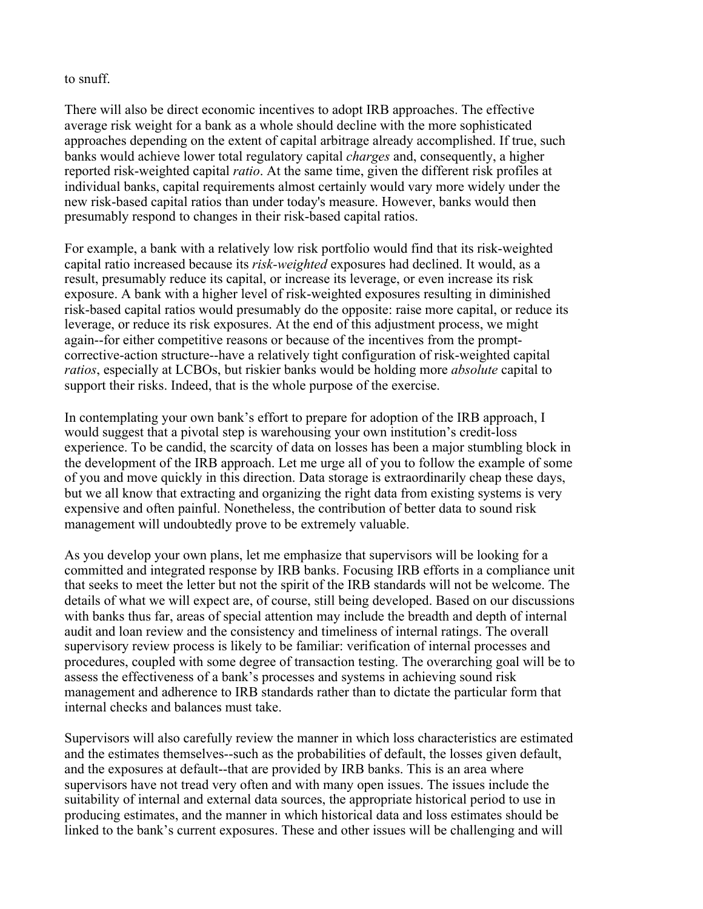to snuff.

There will also be direct economic incentives to adopt IRB approaches. The effective average risk weight for a bank as a whole should decline with the more sophisticated approaches depending on the extent of capital arbitrage already accomplished. If true, such banks would achieve lower total regulatory capital *charges* and, consequently, a higher reported risk-weighted capital *ratio*. At the same time, given the different risk profiles at individual banks, capital requirements almost certainly would vary more widely under the new risk-based capital ratios than under today's measure. However, banks would then presumably respond to changes in their risk-based capital ratios.

For example, a bank with a relatively low risk portfolio would find that its risk-weighted capital ratio increased because its *risk-weighted* exposures had declined. It would, as a result, presumably reduce its capital, or increase its leverage, or even increase its risk exposure. A bank with a higher level of risk-weighted exposures resulting in diminished risk-based capital ratios would presumably do the opposite: raise more capital, or reduce its leverage, or reduce its risk exposures. At the end of this adjustment process, we might again--for either competitive reasons or because of the incentives from the prompt-corrective-action structure--have a relatively tight configuration of risk-weighted capital *ratios*, especially at LCBOs, but riskier banks would be holding more *absolute* capital to support their risks. Indeed, that is the whole purpose of the exercise.

In contemplating your own bank's effort to prepare for adoption of the IRB approach, I would suggest that a pivotal step is warehousing your own institution's credit-loss experience. To be candid, the scarcity of data on losses has been a major stumbling block in the development of the IRB approach. Let me urge all of you to follow the example of some of you and move quickly in this direction. Data storage is extraordinarily cheap these days, but we all know that extracting and organizing the right data from existing systems is very expensive and often painful. Nonetheless, the contribution of better data to sound risk management will undoubtedly prove to be extremely valuable.

As you develop your own plans, let me emphasize that supervisors will be looking for a committed and integrated response by IRB banks. Focusing IRB efforts in a compliance unit that seeks to meet the letter but not the spirit of the IRB standards will not be welcome. The details of what we will expect are, of course, still being developed. Based on our discussions with banks thus far, areas of special attention may include the breadth and depth of internal audit and loan review and the consistency and timeliness of internal ratings. The overall supervisory review process is likely to be familiar: verification of internal processes and procedures, coupled with some degree of transaction testing. The overarching goal will be to assess the effectiveness of a bank's processes and systems in achieving sound risk management and adherence to IRB standards rather than to dictate the particular form that internal checks and balances must take.

Supervisors will also carefully review the manner in which loss characteristics are estimated and the estimates themselves--such as the probabilities of default, the losses given default, and the exposures at default--that are provided by IRB banks. This is an area where supervisors have not tread very often and with many open issues. The issues include the suitability of internal and external data sources, the appropriate historical period to use in producing estimates, and the manner in which historical data and loss estimates should be linked to the bank's current exposures. These and other issues will be challenging and will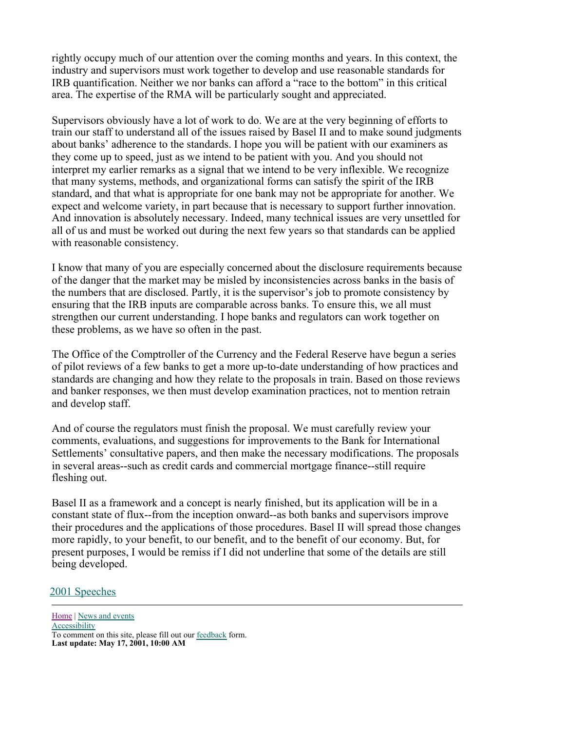rightly occupy much of our attention over the coming months and years. In this context, the industry and supervisors must work together to develop and use reasonable standards for IRB quantification. Neither we nor banks can afford a "race to the bottom" in this critical area. The expertise of the RMA will be particularly sought and appreciated.

Supervisors obviously have a lot of work to do. We are at the very beginning of efforts to train our staff to understand all of the issues raised by Basel II and to make sound judgments about banks' adherence to the standards. I hope you will be patient with our examiners as they come up to speed, just as we intend to be patient with you. And you should not interpret my earlier remarks as a signal that we intend to be very inflexible. We recognize that many systems, methods, and organizational forms can satisfy the spirit of the IRB standard, and that what is appropriate for one bank may not be appropriate for another. We expect and welcome variety, in part because that is necessary to support further innovation. And innovation is absolutely necessary. Indeed, many technical issues are very unsettled for all of us and must be worked out during the next few years so that standards can be applied with reasonable consistency.

I know that many of you are especially concerned about the disclosure requirements because of the danger that the market may be misled by inconsistencies across banks in the basis of the numbers that are disclosed. Partly, it is the supervisor's job to promote consistency by ensuring that the IRB inputs are comparable across banks. To ensure this, we all must strengthen our current understanding. I hope banks and regulators can work together on these problems, as we have so often in the past.

The Office of the Comptroller of the Currency and the Federal Reserve have begun a series of pilot reviews of a few banks to get a more up-to-date understanding of how practices and standards are changing and how they relate to the proposals in train. Based on those reviews and banker responses, we then must develop examination practices, not to mention retrain and develop staff.

And of course the regulators must finish the proposal. We must carefully review your comments, evaluations, and suggestions for improvements to the Bank for International Settlements' consultative papers, and then make the necessary modifications. The proposals in several areas--such as credit cards and commercial mortgage finance--still require fleshing out.

Basel II as a framework and a concept is nearly finished, but its application will be in a constant state of flux--from the inception onward--as both banks and supervisors improve their procedures and the applications of those procedures. Basel II will spread those changes more rapidly, to your benefit, to our benefit, and to the benefit of our economy. But, for present purposes, I would be remiss if I did not underline that some of the details are still being developed.

2001 Speeches

---

Home | News and events
Accessibility
To comment on this site, please fill out our feedback form.
**Last update: May 17, 2001, 10:00 AM**